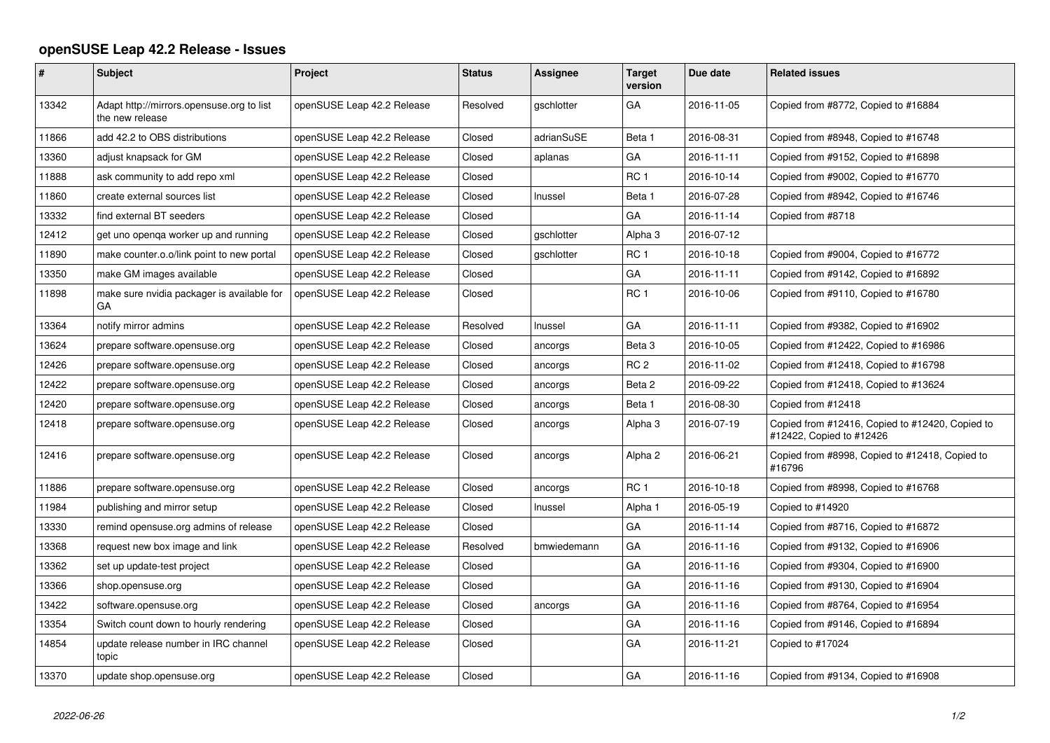# openSUSE Leap 42.2 Release - Issues

| # | Subject | Project | Status | Assignee | Target version | Due date | Related issues |
|---|---|---|---|---|---|---|---|
| 13342 | Adapt http://mirrors.opensuse.org to list the new release | openSUSE Leap 42.2 Release | Resolved | gschlotter | GA | 2016-11-05 | Copied from #8772, Copied to #16884 |
| 11866 | add 42.2 to OBS distributions | openSUSE Leap 42.2 Release | Closed | adrianSuSE | Beta 1 | 2016-08-31 | Copied from #8948, Copied to #16748 |
| 13360 | adjust knapsack for GM | openSUSE Leap 42.2 Release | Closed | aplanas | GA | 2016-11-11 | Copied from #9152, Copied to #16898 |
| 11888 | ask community to add repo xml | openSUSE Leap 42.2 Release | Closed | | RC 1 | 2016-10-14 | Copied from #9002, Copied to #16770 |
| 11860 | create external sources list | openSUSE Leap 42.2 Release | Closed | lnussel | Beta 1 | 2016-07-28 | Copied from #8942, Copied to #16746 |
| 13332 | find external BT seeders | openSUSE Leap 42.2 Release | Closed | | GA | 2016-11-14 | Copied from #8718 |
| 12412 | get uno openqa worker up and running | openSUSE Leap 42.2 Release | Closed | gschlotter | Alpha 3 | 2016-07-12 | |
| 11890 | make counter.o.o/link point to new portal | openSUSE Leap 42.2 Release | Closed | gschlotter | RC 1 | 2016-10-18 | Copied from #9004, Copied to #16772 |
| 13350 | make GM images available | openSUSE Leap 42.2 Release | Closed | | GA | 2016-11-11 | Copied from #9142, Copied to #16892 |
| 11898 | make sure nvidia packager is available for GA | openSUSE Leap 42.2 Release | Closed | | RC 1 | 2016-10-06 | Copied from #9110, Copied to #16780 |
| 13364 | notify mirror admins | openSUSE Leap 42.2 Release | Resolved | lnussel | GA | 2016-11-11 | Copied from #9382, Copied to #16902 |
| 13624 | prepare software.opensuse.org | openSUSE Leap 42.2 Release | Closed | ancorgs | Beta 3 | 2016-10-05 | Copied from #12422, Copied to #16986 |
| 12426 | prepare software.opensuse.org | openSUSE Leap 42.2 Release | Closed | ancorgs | RC 2 | 2016-11-02 | Copied from #12418, Copied to #16798 |
| 12422 | prepare software.opensuse.org | openSUSE Leap 42.2 Release | Closed | ancorgs | Beta 2 | 2016-09-22 | Copied from #12418, Copied to #13624 |
| 12420 | prepare software.opensuse.org | openSUSE Leap 42.2 Release | Closed | ancorgs | Beta 1 | 2016-08-30 | Copied from #12418 |
| 12418 | prepare software.opensuse.org | openSUSE Leap 42.2 Release | Closed | ancorgs | Alpha 3 | 2016-07-19 | Copied from #12416, Copied to #12420, Copied to #12422, Copied to #12426 |
| 12416 | prepare software.opensuse.org | openSUSE Leap 42.2 Release | Closed | ancorgs | Alpha 2 | 2016-06-21 | Copied from #8998, Copied to #12418, Copied to #16796 |
| 11886 | prepare software.opensuse.org | openSUSE Leap 42.2 Release | Closed | ancorgs | RC 1 | 2016-10-18 | Copied from #8998, Copied to #16768 |
| 11984 | publishing and mirror setup | openSUSE Leap 42.2 Release | Closed | lnussel | Alpha 1 | 2016-05-19 | Copied to #14920 |
| 13330 | remind opensuse.org admins of release | openSUSE Leap 42.2 Release | Closed | | GA | 2016-11-14 | Copied from #8716, Copied to #16872 |
| 13368 | request new box image and link | openSUSE Leap 42.2 Release | Resolved | bmwiedemann | GA | 2016-11-16 | Copied from #9132, Copied to #16906 |
| 13362 | set up update-test project | openSUSE Leap 42.2 Release | Closed | | GA | 2016-11-16 | Copied from #9304, Copied to #16900 |
| 13366 | shop.opensuse.org | openSUSE Leap 42.2 Release | Closed | | GA | 2016-11-16 | Copied from #9130, Copied to #16904 |
| 13422 | software.opensuse.org | openSUSE Leap 42.2 Release | Closed | ancorgs | GA | 2016-11-16 | Copied from #8764, Copied to #16954 |
| 13354 | Switch count down to hourly rendering | openSUSE Leap 42.2 Release | Closed | | GA | 2016-11-16 | Copied from #9146, Copied to #16894 |
| 14854 | update release number in IRC channel topic | openSUSE Leap 42.2 Release | Closed | | GA | 2016-11-21 | Copied to #17024 |
| 13370 | update shop.opensuse.org | openSUSE Leap 42.2 Release | Closed | | GA | 2016-11-16 | Copied from #9134, Copied to #16908 |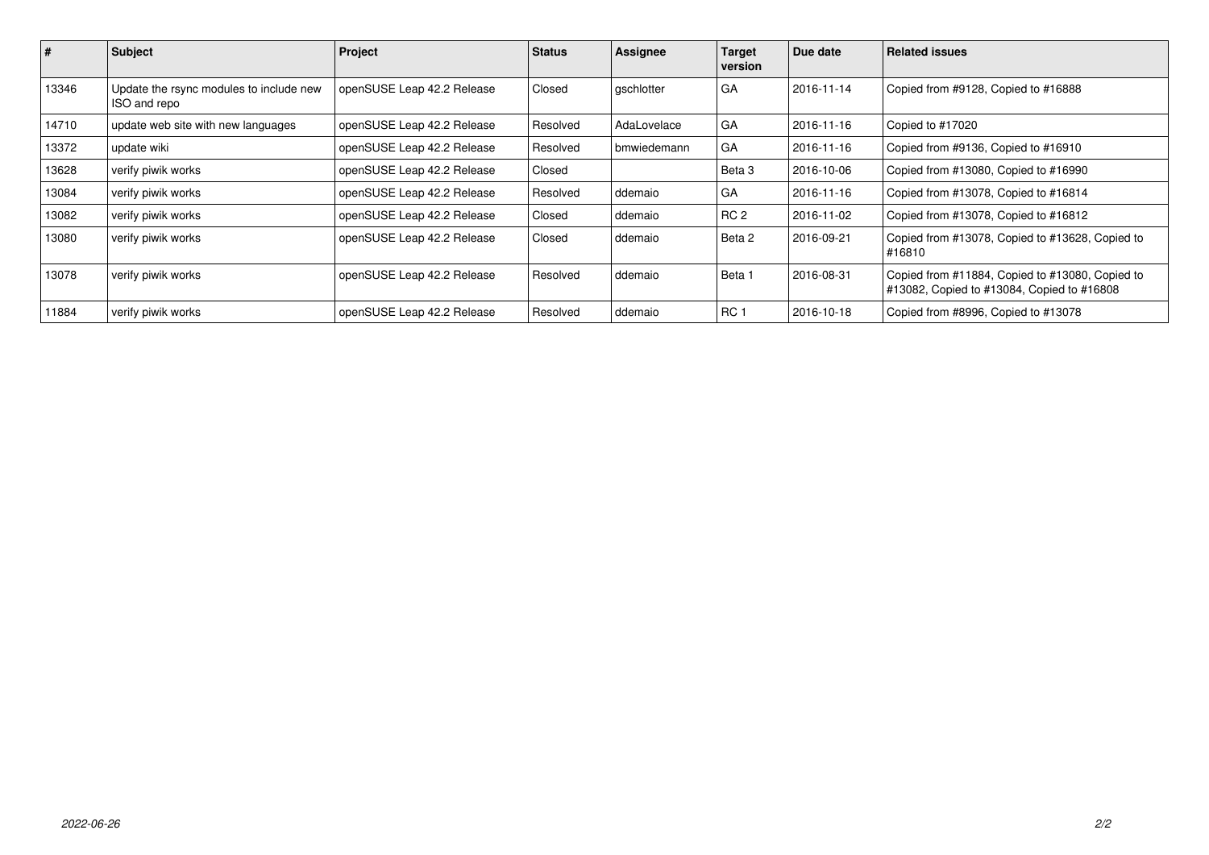| # | Subject | Project | Status | Assignee | Target version | Due date | Related issues |
|---|---|---|---|---|---|---|---|
| 13346 | Update the rsync modules to include new ISO and repo | openSUSE Leap 42.2 Release | Closed | gschlotter | GA | 2016-11-14 | Copied from #9128, Copied to #16888 |
| 14710 | update web site with new languages | openSUSE Leap 42.2 Release | Resolved | AdaLovelace | GA | 2016-11-16 | Copied to #17020 |
| 13372 | update wiki | openSUSE Leap 42.2 Release | Resolved | bmwiedemann | GA | 2016-11-16 | Copied from #9136, Copied to #16910 |
| 13628 | verify piwik works | openSUSE Leap 42.2 Release | Closed | | Beta 3 | 2016-10-06 | Copied from #13080, Copied to #16990 |
| 13084 | verify piwik works | openSUSE Leap 42.2 Release | Resolved | ddemaio | GA | 2016-11-16 | Copied from #13078, Copied to #16814 |
| 13082 | verify piwik works | openSUSE Leap 42.2 Release | Closed | ddemaio | RC 2 | 2016-11-02 | Copied from #13078, Copied to #16812 |
| 13080 | verify piwik works | openSUSE Leap 42.2 Release | Closed | ddemaio | Beta 2 | 2016-09-21 | Copied from #13078, Copied to #13628, Copied to #16810 |
| 13078 | verify piwik works | openSUSE Leap 42.2 Release | Resolved | ddemaio | Beta 1 | 2016-08-31 | Copied from #11884, Copied to #13080, Copied to #13082, Copied to #13084, Copied to #16808 |
| 11884 | verify piwik works | openSUSE Leap 42.2 Release | Resolved | ddemaio | RC 1 | 2016-10-18 | Copied from #8996, Copied to #13078 |